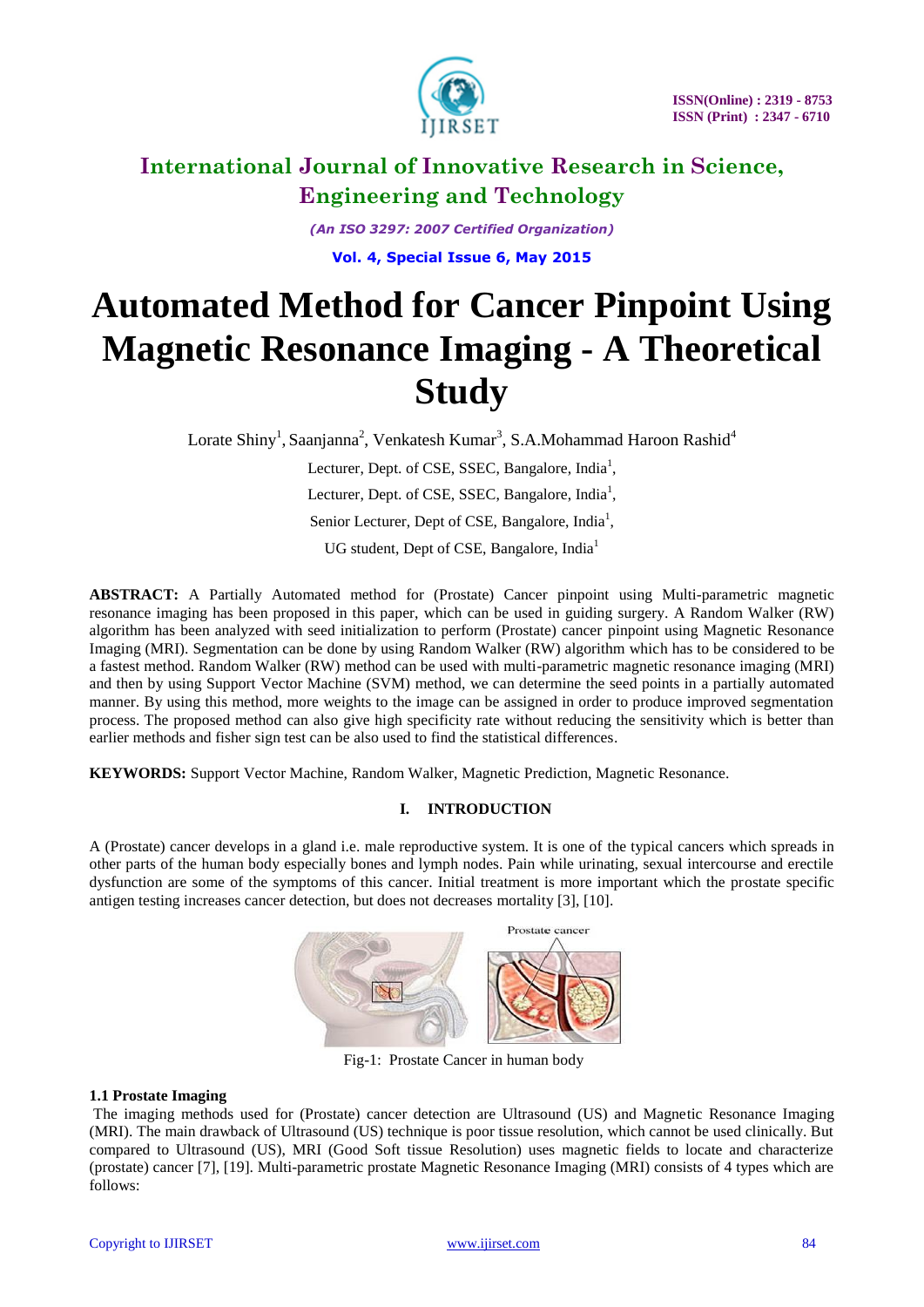# Automated Method for Cancer Pinpoint Using Magnetic Resonance Imaging - A Theoretical Study

Lorate Shiny[1], Saanjanna[2], Venkatesh Kumar[3], S.A.Mohammad Haroon Rashid[4]

Lecturer, Dept. of CSE, SSEC, Bangalore, India[1],

Lecturer, Dept. of CSE, SSEC, Bangalore, India[1],

Senior Lecturer, Dept of CSE, Bangalore, India[1],

UG student, Dept of CSE, Bangalore, India[1]

**ABSTRACT:** A Partially Automated method for (Prostate) Cancer pinpoint using Multi-parametric magnetic resonance imaging has been proposed in this paper, which can be used in guiding surgery. A Random Walker (RW) algorithm has been analyzed with seed initialization to perform (Prostate) cancer pinpoint using Magnetic Resonance Imaging (MRI). Segmentation can be done by using Random Walker (RW) algorithm which has to be considered to be a fastest method. Random Walker (RW) method can be used with multi-parametric magnetic resonance imaging (MRI) and then by using Support Vector Machine (SVM) method, we can determine the seed points in a partially automated manner. By using this method, more weights to the image can be assigned in order to produce improved segmentation process. The proposed method can also give high specificity rate without reducing the sensitivity which is better than earlier methods and fisher sign test can be also used to find the statistical differences.

**KEYWORDS:** Support Vector Machine, Random Walker, Magnetic Prediction, Magnetic Resonance.

## I. INTRODUCTION

A (Prostate) cancer develops in a gland i.e. male reproductive system. It is one of the typical cancers which spreads in other parts of the human body especially bones and lymph nodes. Pain while urinating, sexual intercourse and erectile dysfunction are some of the symptoms of this cancer. Initial treatment which the prostate specific antigen testing increases cancer detection, but does not decreases mortality [3], [10].

Fig-1: Prostate Cancer in human body

### 1.1 Prostate Imaging

The imaging methods used for (Prostate) cancer detection are Ultrasound (US) and Magnetic Resonance Imaging (MRI). The main drawback of Ultrasound (US) technique is poor tissue resolution, which cannot be used clinically. But compared to Ultrasound (US), MRI (Good Soft tissue Resolution) uses magnetic fields to locate and characterize (prostate) cancer [7], [19]. Multi-parametric prostate Magnetic Resonance Imaging (MRI) consists of 4 types which are follows: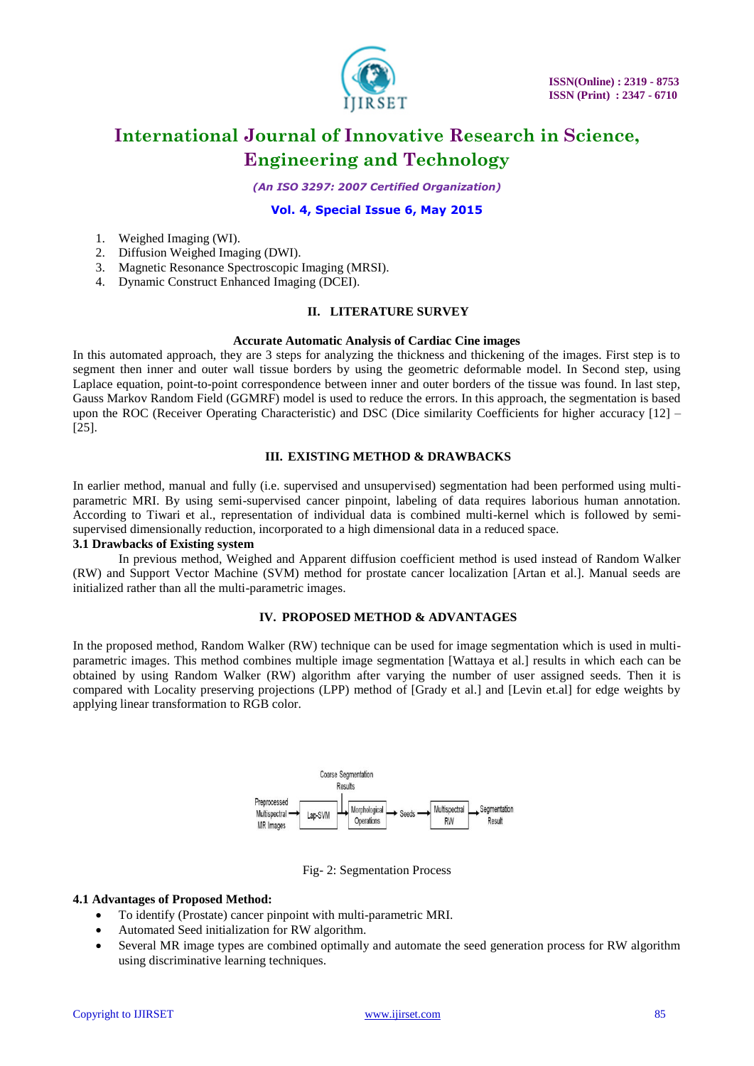1. Weighed Imaging (WI).
2. Diffusion Weighed Imaging (DWI).
3. Magnetic Resonance Spectroscopic Imaging (MRSI).
4. Dynamic Construct Enhanced Imaging (DCEI).

## II. LITERATURE SURVEY

**Accurate Automatic Analysis of Cardiac Cine images**

In this automated approach, they are 3 steps for analyzing the thickness and thickening of the images. First step is to segment then inner and outer wall tissue borders by using the geometric deformable model. In Second step, using Laplace equation, point-to-point correspondence between inner and outer borders of the tissue was found. In last step, Gauss Markov Random Field (GGMRF) model is used to reduce the errors. In this approach, the segmentation is based upon the ROC (Receiver Operating Characteristic) and DSC (Dice similarity Coefficients for higher accuracy [12] – [25].

## III. EXISTING METHOD & DRAWBACKS

In earlier method, manual and fully (i.e. supervised and unsupervised) segmentation had been performed using multi-parametric MRI. By using semi-supervised cancer pinpoint, labeling of data requires laborious human annotation. According to Tiwari et al., representation of individual data is combined multi-kernel which is followed by semi-supervised dimensionally reduction, incorporated to a high dimensional data in a reduced space.

### 3.1 Drawbacks of Existing system

In previous method, Weighed and Apparent diffusion coefficient method is used instead of Random Walker (RW) and Support Vector Machine (SVM) method for prostate cancer localization [Artan et al.]. Manual seeds are initialized rather than all the multi-parametric images.

## IV. PROPOSED METHOD & ADVANTAGES

In the proposed method, Random Walker (RW) technique can be used for image segmentation which is used in multi-parametric images. This method combines multiple image segmentation [Wattaya et al.] results in which each can be obtained by using Random Walker (RW) algorithm after varying the number of user assigned seeds. Then it is compared with Locality preserving projections (LPP) method of [Grady et al.] and [Levin et.al] for edge weights by applying linear transformation to RGB color.

Preprocessed Multispectral MR Images → Lap-SVM → Morphological Operations (Coarse Segmentation Results) → Seeds → Multispectral RW → Segmentation Result

Fig- 2: Segmentation Process

### 4.1 Advantages of Proposed Method:

- To identify (Prostate) cancer pinpoint with multi-parametric MRI.
- Automated Seed initialization for RW algorithm.
- Several MR image types are combined optimally and automate the seed generation process for RW algorithm using discriminative learning techniques.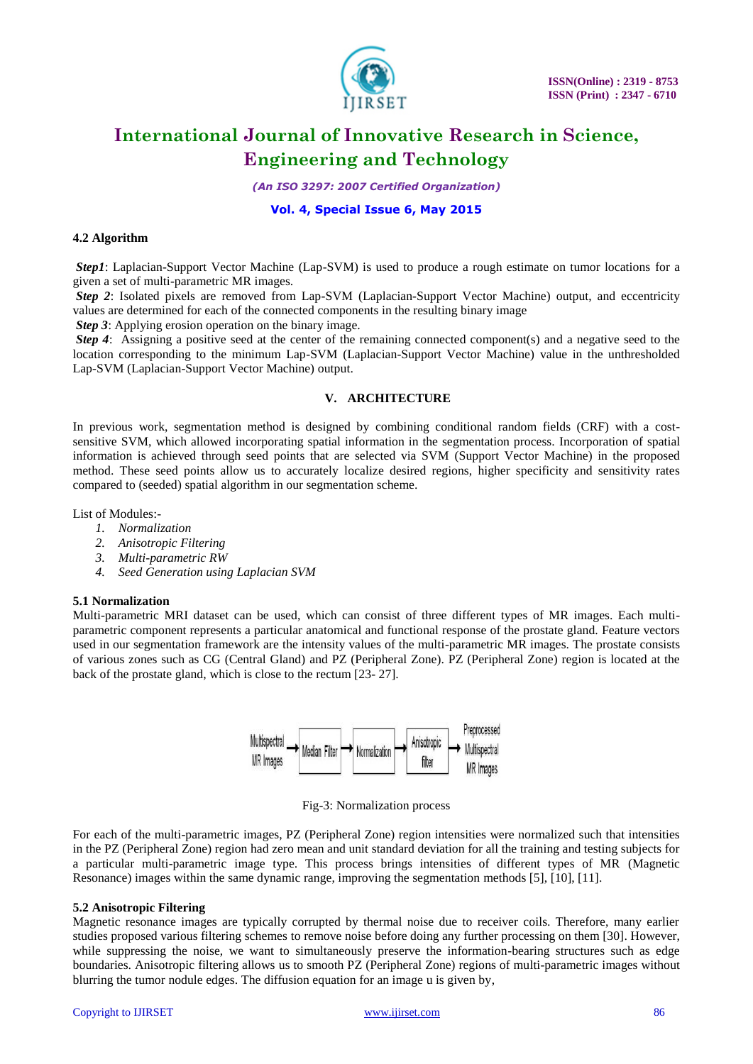### 4.2 Algorithm

***Step1***: Laplacian-Support Vector Machine (Lap-SVM) is used to produce a rough estimate on tumor locations for a given a set of multi-parametric MR images.

***Step 2***: Isolated pixels are removed from Lap-SVM (Laplacian-Support Vector Machine) output, and eccentricity values are determined for each of the connected components in the resulting binary image

***Step 3***: Applying erosion operation on the binary image.

***Step 4***: Assigning a positive seed at the center of the remaining connected component(s) and a negative seed to the location corresponding to the minimum Lap-SVM (Laplacian-Support Vector Machine) value in the unthresholded Lap-SVM (Laplacian-Support Vector Machine) output.

## V. ARCHITECTURE

In previous work, segmentation method is designed by combining conditional random fields (CRF) with a cost-sensitive SVM, which allowed incorporating spatial information in the segmentation process. Incorporation of spatial information is achieved through seed points that are selected via SVM (Support Vector Machine) in the proposed method. These seed points allow us to accurately localize desired regions, higher specificity and sensitivity rates compared to (seeded) spatial algorithm in our segmentation scheme.

List of Modules:-

1. *Normalization*
2. *Anisotropic Filtering*
3. *Multi-parametric RW*
4. *Seed Generation using Laplacian SVM*

### 5.1 Normalization

Multi-parametric MRI dataset can be used, which can consist of three different types of MR images. Each multi-parametric component represents a particular anatomical and functional response of the prostate gland. Feature vectors used in our segmentation framework are the intensity values of the multi-parametric MR images. The prostate consists of various zones such as CG (Central Gland) and PZ (Peripheral Zone). PZ (Peripheral Zone) region is located at the back of the prostate gland, which is close to the rectum [23- 27].

Multispectral MR Images → Median Filter → Normalization → Anisotropic filter → Preprocessed Multispectral MR Images

Fig-3: Normalization process

For each of the multi-parametric images, PZ (Peripheral Zone) region intensities were normalized such that intensities in the PZ (Peripheral Zone) region had zero mean and unit standard deviation for all the training and testing subjects for a particular multi-parametric image type. This process brings intensities of different types of MR (Magnetic Resonance) images within the same dynamic range, improving the segmentation methods [5], [10], [11].

### 5.2 Anisotropic Filtering

Magnetic resonance images are typically corrupted by thermal noise due to receiver coils. Therefore, many earlier studies proposed various filtering schemes to remove noise before doing any further processing on them [30]. However, while suppressing the noise, we want to simultaneously preserve the information-bearing structures such as edge boundaries. Anisotropic filtering allows us to smooth PZ (Peripheral Zone) regions of multi-parametric images without blurring the tumor nodule edges. The diffusion equation for an image u is given by,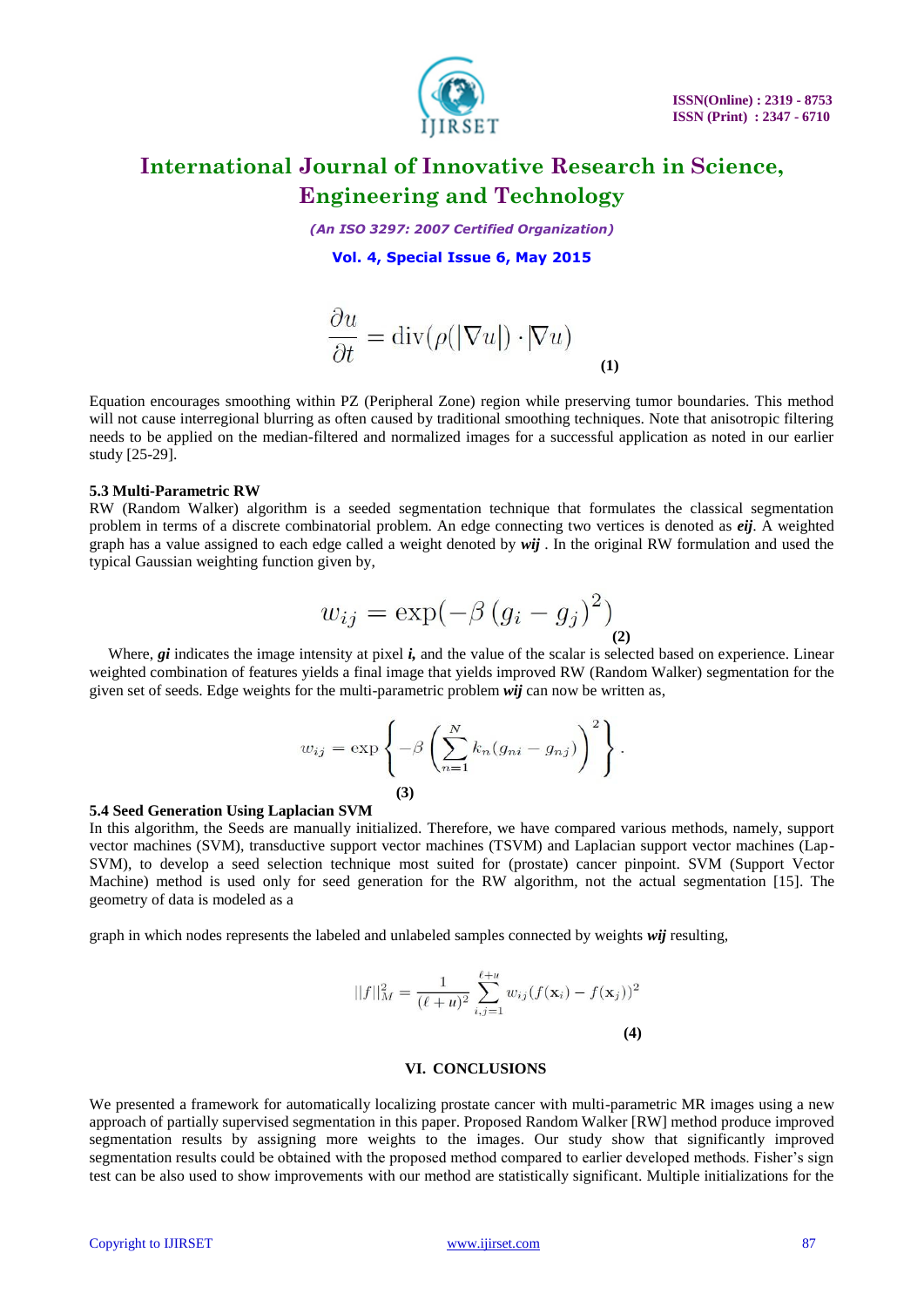$$\frac{\partial u}{\partial t} = \operatorname{div}(\rho(|\nabla u|) \cdot |\nabla u) \quad \textbf{(1)}$$

Equation encourages smoothing within PZ (Peripheral Zone) region while preserving tumor boundaries. This method will not cause interregional blurring as often caused by traditional smoothing techniques. Note that anisotropic filtering needs to be applied on the median-filtered and normalized images for a successful application as noted in our earlier study [25-29].

### 5.3 Multi-Parametric RW

RW (Random Walker) algorithm is a seeded segmentation technique that formulates the classical segmentation problem in terms of a discrete combinatorial problem. An edge connecting two vertices is denoted as ***eij***. A weighted graph has a value assigned to each edge called a weight denoted by ***wij*** . In the original RW formulation and used the typical Gaussian weighting function given by,

$$w_{ij} = \exp(-\beta\,(g_i - g_j)^2) \quad \textbf{(2)}$$

Where, ***gi*** indicates the image intensity at pixel ***i,*** and the value of the scalar is selected based on experience. Linear weighted combination of features yields a final image that yields improved RW (Random Walker) segmentation for the given set of seeds. Edge weights for the multi-parametric problem ***wij*** can now be written as,

$$w_{ij} = \exp\left\{-\beta\left(\sum_{n=1}^{N} k_n(g_{ni} - g_{nj})\right)^2\right\}. \quad \textbf{(3)}$$

### 5.4 Seed Generation Using Laplacian SVM

In this algorithm, the Seeds are manually initialized. Therefore, we have compared various methods, namely, support vector machines (SVM), transductive support vector machines (TSVM) and Laplacian support vector machines (Lap-SVM), to develop a seed selection technique most suited for (prostate) cancer pinpoint. SVM (Support Vector Machine) method is used only for seed generation for the RW algorithm, not the actual segmentation [15]. The geometry of data is modeled as a

graph in which nodes represents the labeled and unlabeled samples connected by weights ***wij*** resulting,

$$||f||_M^2 = \frac{1}{(\ell + u)^2} \sum_{i,j=1}^{\ell+u} w_{ij}(f(\mathbf{x}_i) - f(\mathbf{x}_j))^2 \quad \textbf{(4)}$$

## VI. CONCLUSIONS

We presented a framework for automatically localizing prostate cancer with multi-parametric MR images using a new approach of partially supervised segmentation in this paper. Proposed Random Walker [RW] method produce improved segmentation results by assigning more weights to the images. Our study show that significantly improved segmentation results could be obtained with the proposed method compared to earlier developed methods. Fisher's sign test can be also used to show improvements with our method are statistically significant. Multiple initializations for the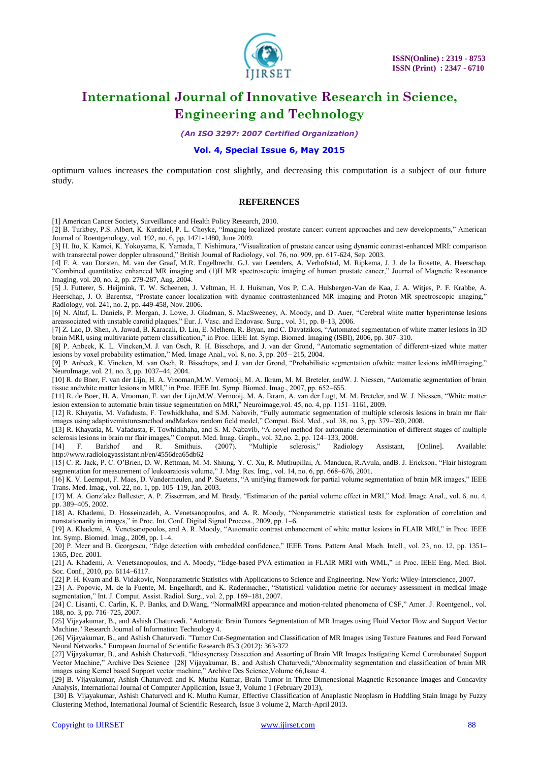optimum values increases the computation cost slightly, and decreasing this computation is a subject of our future study.

## REFERENCES

[1] American Cancer Society, Surveillance and Health Policy Research, 2010.

[2] B. Turkbey, P.S. Albert, K. Kurdziel, P. L. Choyke, "Imaging localized prostate cancer: current approaches and new developments," American Journal of Roentgenology, vol. 192, no. 6, pp. 1471-1480, June 2009.

[3] H. Ito, K. Kamoi, K. Yokoyama, K. Yamada, T. Nishimura, "Visualization of prostate cancer using dynamic contrast-enhanced MRI: comparison with transrectal power doppler ultrasound," British Journal of Radiology, vol. 76, no. 909, pp. 617-624, Sep. 2003.

[4] F. A. van Dorsten, M. van der Graaf, M.R. Engelbrecht, G.J. van Leenders, A. Verhofstad, M. Ripkema, J. J. de la Rosette, A. Heerschap, "Combined quantitative enhanced MR imaging and (1)H MR spectroscopic imaging of human prostate cancer," Journal of Magnetic Resonance Imaging, vol. 20, no. 2, pp. 279-287, Aug. 2004.

[5] J. Futterer, S. Heijmink, T. W. Scheenen, J. Veltman, H. J. Huisman, Vos P, C.A. Hulsbergen-Van de Kaa, J. A. Witjes, P. F. Krabbe, A. Heerschap, J. O. Barentsz, "Prostate cancer localization with dynamic contrastenhanced MR imaging and Proton MR spectroscopic imaging," Radiology, vol. 241, no. 2, pp. 449-458, Nov. 2006.

[6] N. Altaf, L. Daniels, P. Morgan, J. Lowe, J. Gladman, S. MacSweeney, A. Moody, and D. Auer, "Cerebral white matter hyperintense lesions areassociated with unstable carotid plaques," Eur. J. Vasc. and Endovasc. Surg., vol. 31, pp. 8–13, 2006.

[7] Z. Lao, D. Shen, A. Jawad, B. Karacali, D. Liu, E. Melhem, R. Bryan, and C. Davatzikos, "Automated segmentation of white matter lesions in 3D brain MRI, using multivariate pattern classification," in Proc. IEEE Int. Symp. Biomed. Imaging (ISBI), 2006, pp. 307–310.

[8] P. Anbeek, K. L. Vincken,M. J. van Osch, R. H. Bisschops, and J. van der Grond, "Automatic segmentation of different-sized white matter lesions by voxel probability estimation," Med. Image Anal., vol. 8, no. 3, pp. 205– 215, 2004.

[9] P. Anbeek, K. Vincken, M. van Osch, R. Bisschops, and J. van der Grond, "Probabilistic segmentation ofwhite matter lesions inMRimaging," NeuroImage, vol. 21, no. 3, pp. 1037–44, 2004.

[10] R. de Boer, F. van der Lijn, H. A. Vrooman,M.W. Vernooij, M. A. Ikram, M. M. Breteler, andW. J. Niessen, "Automatic segmentation of brain tissue andwhite matter lesions in MRI," in Proc. IEEE Int. Symp. Biomed. Imag., 2007, pp. 652–655.

[11] R. de Boer, H. A. Vrooman, F. van der Lijn,M.W. Vernooij, M. A. Ikram, A. van der Lugt, M. M. Breteler, and W. J. Niessen, "White matter lesion extension to automatic brain tissue segmentation on MRI," Neuroimage,vol. 45, no. 4, pp. 1151–1161, 2009.

[12] R. Khayatia, M. Vafadusta, F. Towhidkhaha, and S.M. Nabavib, "Fully automatic segmentation of multiple sclerosis lesions in brain mr flair images using adaptivemixturesmethod andMarkov random field model," Comput. Biol. Med., vol. 38, no. 3, pp. 379–390, 2008.

[13] R. Khayatia, M. Vafadusta, F. Towhidkhaha, and S. M. Nabavib, "A novel method for automatic determination of different stages of multiple sclerosis lesions in brain mr flair images," Comput. Med. Imag. Graph., vol. 32,no. 2, pp. 124–133, 2008.

[14] F. Barkhof and R. Smithuis. (2007). "Multiple sclerosis," Radiology Assistant, [Online]. Available: http://www.radiologyassistant.nl/en/4556dea65db62

[15] C. R. Jack, P. C. O'Brien, D. W. Rettman, M. M. Shiung, Y. C. Xu, R. Muthupillai, A. Manduca, R.Avula, andB. J. Erickson, "Flair histogram segmentation for measurement of leukoaraiosis volume," J. Mag. Res. Img., vol. 14, no. 6, pp. 668–676, 2001.

[16] K. V. Leemput, F. Maes, D. Vandermeulen, and P. Suetens, "A unifying framework for partial volume segmentation of brain MR images," IEEE Trans. Med. Imag., vol. 22, no. 1, pp. 105–119, Jan. 2003.

[17] M. A. Gonz´alez Ballester, A. P. Zisserman, and M. Brady, "Estimation of the partial volume effect in MRI," Med. Image Anal., vol. 6, no. 4, pp. 389–405, 2002.

[18] A. Khademi, D. Hosseinzadeh, A. Venetsanopoulos, and A. R. Moody, "Nonparametric statistical tests for exploration of correlation and nonstationarity in images," in Proc. Int. Conf. Digital Signal Process., 2009, pp. 1–6.

[19] A. Khademi, A. Venetsanopoulos, and A. R. Moody, "Automatic contrast enhancement of white matter lesions in FLAIR MRI," in Proc. IEEE Int. Symp. Biomed. Imag., 2009, pp. 1–4.

[20] P. Meer and B. Georgescu, "Edge detection with embedded confidence," IEEE Trans. Pattern Anal. Mach. Intell., vol. 23, no. 12, pp. 1351–1365, Dec. 2001.

[21] A. Khademi, A. Venetsanopoulos, and A. Moody, "Edge-based PVA estimation in FLAIR MRI with WML," in Proc. IEEE Eng. Med. Biol. Soc. Conf., 2010, pp. 6114–6117.

[22] P. H. Kvam and B. Vidakovic, Nonparametric Statistics with Applications to Science and Engineering. New York: Wiley-Interscience, 2007.

[23] A. Popovic, M. de la Fuente, M. Engelhardt, and K. Radermacher, "Statistical validation metric for accuracy assessment in medical image segmentation," Int. J. Comput. Assist. Radiol. Surg., vol. 2, pp. 169–181, 2007.

[24] C. Lisanti, C. Carlin, K. P. Banks, and D.Wang, "NormalMRI appearance and motion-related phenomena of CSF," Amer. J. Roentgenol., vol. 188, no. 3, pp. 716–725, 2007.

[25] Vijayakumar, B., and Ashish Chaturvedi. "Automatic Brain Tumors Segmentation of MR Images using Fluid Vector Flow and Support Vector Machine." Research Journal of Information Technology 4.

[26] Vijayakumar, B., and Ashish Chaturvedi. "Tumor Cut-Segmentation and Classification of MR Images using Texture Features and Feed Forward Neural Networks." European Journal of Scientific Research 85.3 (2012): 363-372

[27] Vijayakumar, B., and Ashish Chaturvedi, "Idiosyncrasy Dissection and Assorting of Brain MR Images Instigating Kernel Corroborated Support Vector Machine," Archive Des Science [28] Vijayakumar, B., and Ashish Chaturvedi,"Abnormality segmentation and classification of brain MR images using Kernel based Support vector machine," Archive Des Science,Volume 66,Issue 4.

[29] B. Vijayakumar, Ashish Chaturvedi and K. Muthu Kumar, Brain Tumor in Three Dimenesional Magnetic Resonance Images and Concavity Analysis, International Journal of Computer Application, Issue 3, Volume 1 (February 2013),

[30] B. Vijayakumar, Ashish Chaturvedi and K. Muthu Kumar, Effective Classification of Anaplastic Neoplasm in Huddling Stain Image by Fuzzy Clustering Method, International Journal of Scientific Research, Issue 3 volume 2, March-April 2013.